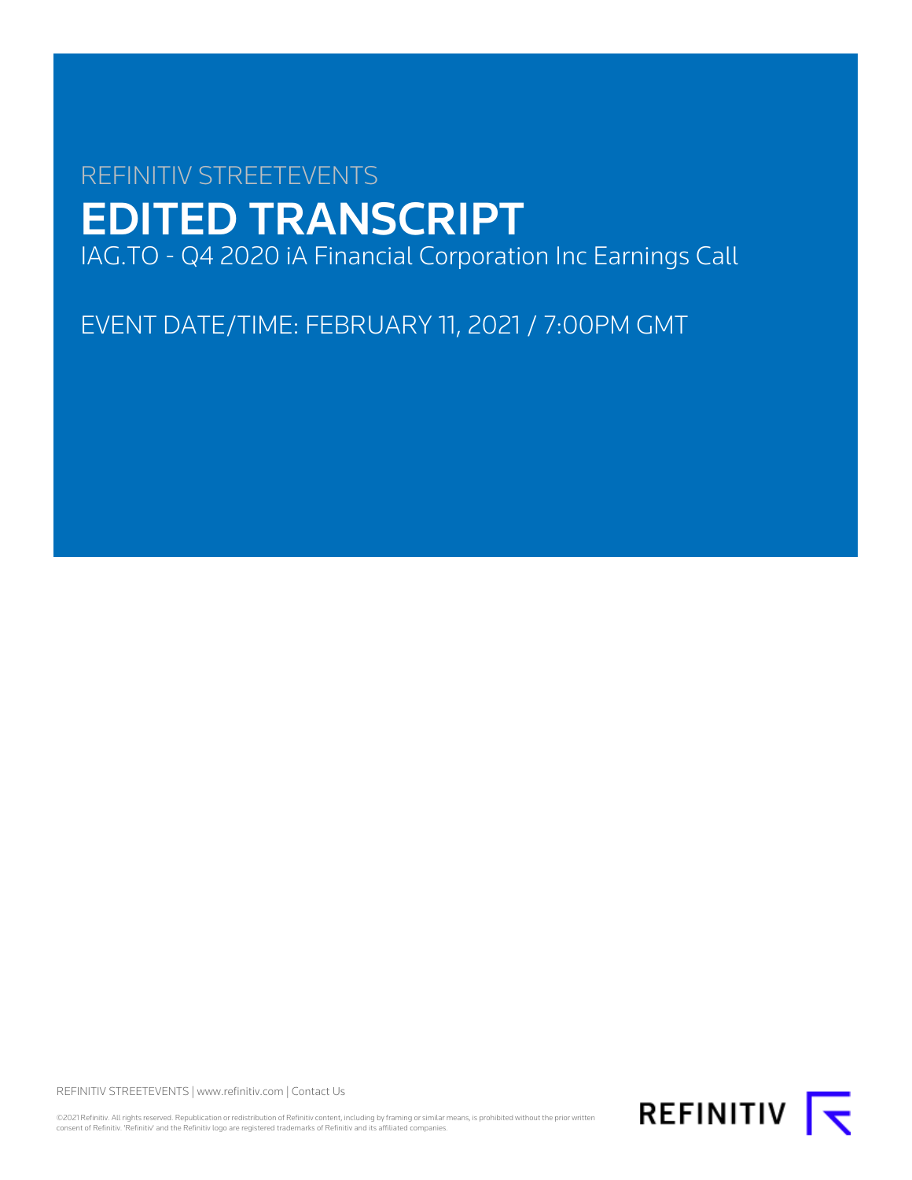REFINITIV STREETEVENTS

# EDITED TRANSCRIPT

IAG.TO - Q4 2020 iA Financial Corporation Inc Earnings Call

EVENT DATE/TIME: FEBRUARY 11, 2021 / 7:00PM GMT

REFINITIV STREETEVENTS | www.refinitiv.com | Contact Us

©2021 Refinitiv. All rights reserved. Republication or redistribution of Refinitiv content, including by framing or similar means, is prohibited without the prior written consent of Refinitiv. 'Refinitiv' and the Refinitiv logo are registered trademarks of Refinitiv and its affiliated companies.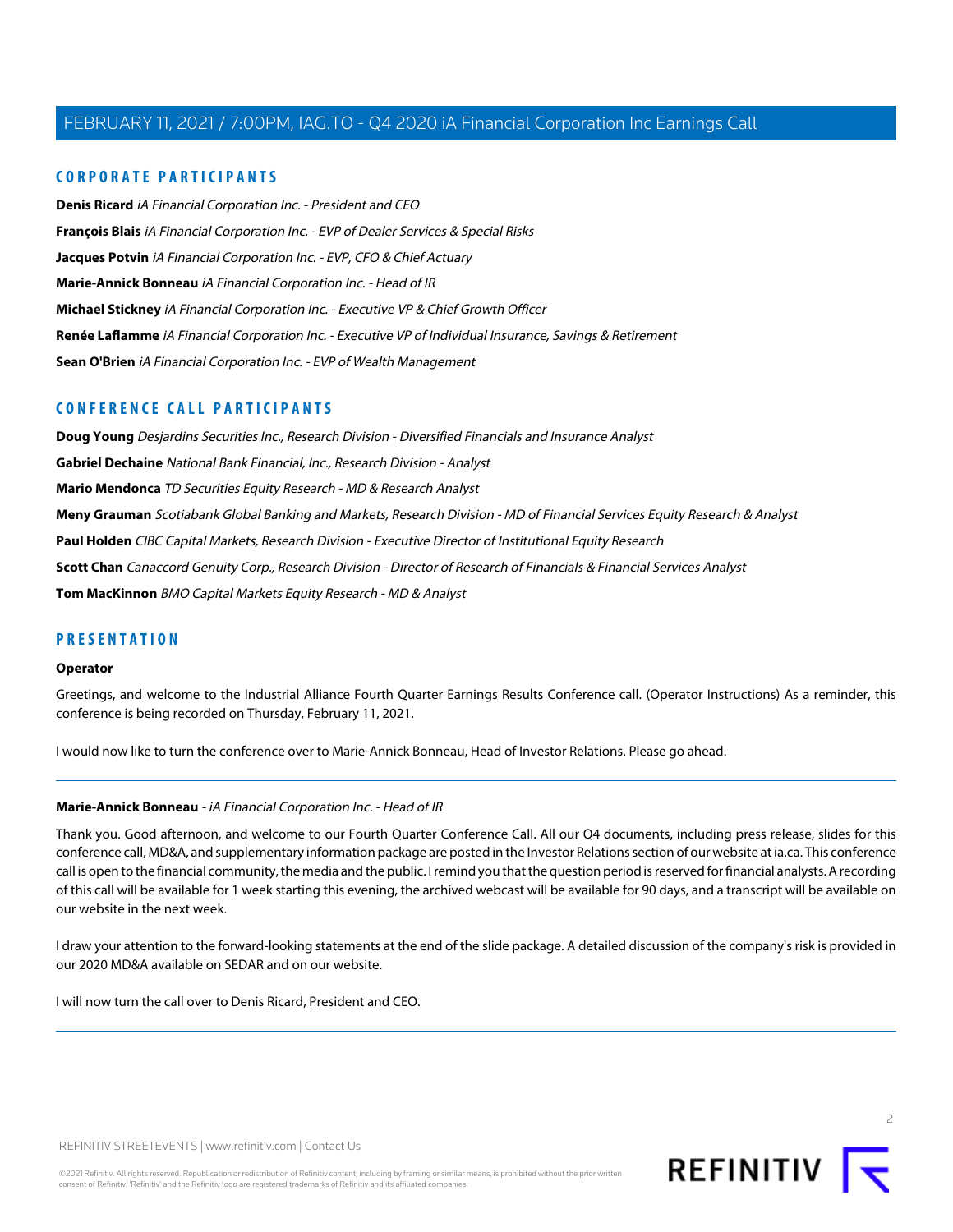## CORPORATE PARTICIPANTS

**Denis Ricard** *iA Financial Corporation Inc. - President and CEO*

**François Blais** *iA Financial Corporation Inc. - EVP of Dealer Services & Special Risks*

**Jacques Potvin** *iA Financial Corporation Inc. - EVP, CFO & Chief Actuary*

**Marie-Annick Bonneau** *iA Financial Corporation Inc. - Head of IR*

**Michael Stickney** *iA Financial Corporation Inc. - Executive VP & Chief Growth Officer*

**Renée Laflamme** *iA Financial Corporation Inc. - Executive VP of Individual Insurance, Savings & Retirement*

**Sean O'Brien** *iA Financial Corporation Inc. - EVP of Wealth Management*

## CONFERENCE CALL PARTICIPANTS

**Doug Young** *Desjardins Securities Inc., Research Division - Diversified Financials and Insurance Analyst*

**Gabriel Dechaine** *National Bank Financial, Inc., Research Division - Analyst*

**Mario Mendonca** *TD Securities Equity Research - MD & Research Analyst*

**Meny Grauman** *Scotiabank Global Banking and Markets, Research Division - MD of Financial Services Equity Research & Analyst*

**Paul Holden** *CIBC Capital Markets, Research Division - Executive Director of Institutional Equity Research*

**Scott Chan** *Canaccord Genuity Corp., Research Division - Director of Research of Financials & Financial Services Analyst*

**Tom MacKinnon** *BMO Capital Markets Equity Research - MD & Analyst*

## PRESENTATION

**Operator**

Greetings, and welcome to the Industrial Alliance Fourth Quarter Earnings Results Conference call. (Operator Instructions) As a reminder, this conference is being recorded on Thursday, February 11, 2021.

I would now like to turn the conference over to Marie-Annick Bonneau, Head of Investor Relations. Please go ahead.

---

**Marie-Annick Bonneau** - *iA Financial Corporation Inc. - Head of IR*

Thank you. Good afternoon, and welcome to our Fourth Quarter Conference Call. All our Q4 documents, including press release, slides for this conference call, MD&A, and supplementary information package are posted in the Investor Relations section of our website at ia.ca. This conference call is open to the financial community, the media and the public. I remind you that the question period is reserved for financial analysts. A recording of this call will be available for 1 week starting this evening, the archived webcast will be available for 90 days, and a transcript will be available on our website in the next week.

I draw your attention to the forward-looking statements at the end of the slide package. A detailed discussion of the company's risk is provided in our 2020 MD&A available on SEDAR and on our website.

I will now turn the call over to Denis Ricard, President and CEO.

---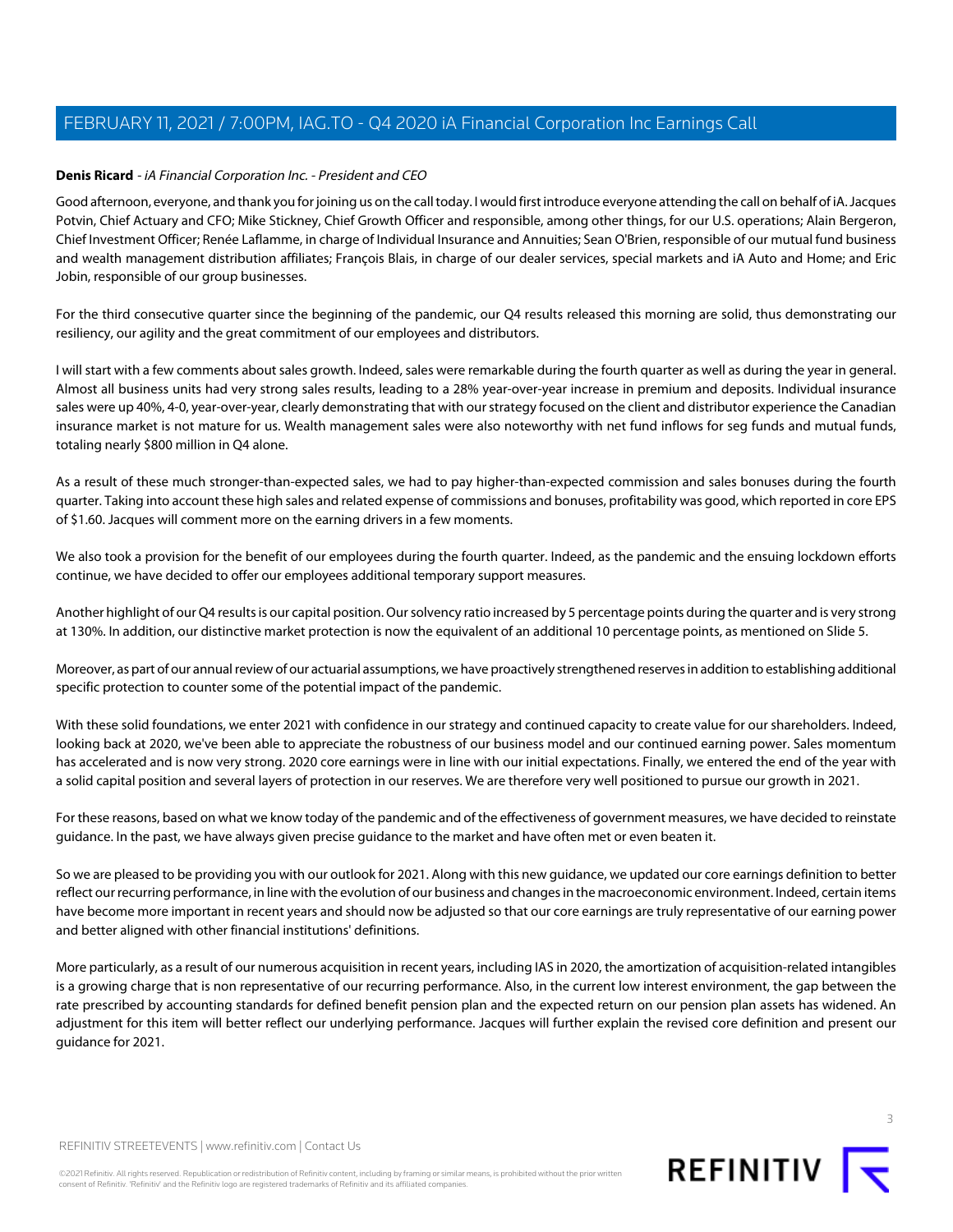**Denis Ricard** - *iA Financial Corporation Inc. - President and CEO*

Good afternoon, everyone, and thank you for joining us on the call today. I would first introduce everyone attending the call on behalf of iA. Jacques Potvin, Chief Actuary and CFO; Mike Stickney, Chief Growth Officer and responsible, among other things, for our U.S. operations; Alain Bergeron, Chief Investment Officer; Renée Laflamme, in charge of Individual Insurance and Annuities; Sean O'Brien, responsible of our mutual fund business and wealth management distribution affiliates; François Blais, in charge of our dealer services, special markets and iA Auto and Home; and Eric Jobin, responsible of our group businesses.

For the third consecutive quarter since the beginning of the pandemic, our Q4 results released this morning are solid, thus demonstrating our resiliency, our agility and the great commitment of our employees and distributors.

I will start with a few comments about sales growth. Indeed, sales were remarkable during the fourth quarter as well as during the year in general. Almost all business units had very strong sales results, leading to a 28% year-over-year increase in premium and deposits. Individual insurance sales were up 40%, 4-0, year-over-year, clearly demonstrating that with our strategy focused on the client and distributor experience the Canadian insurance market is not mature for us. Wealth management sales were also noteworthy with net fund inflows for seg funds and mutual funds, totaling nearly $800 million in Q4 alone.

As a result of these much stronger-than-expected sales, we had to pay higher-than-expected commission and sales bonuses during the fourth quarter. Taking into account these high sales and related expense of commissions and bonuses, profitability was good, which reported in core EPS of $1.60. Jacques will comment more on the earning drivers in a few moments.

We also took a provision for the benefit of our employees during the fourth quarter. Indeed, as the pandemic and the ensuing lockdown efforts continue, we have decided to offer our employees additional temporary support measures.

Another highlight of our Q4 results is our capital position. Our solvency ratio increased by 5 percentage points during the quarter and is very strong at 130%. In addition, our distinctive market protection is now the equivalent of an additional 10 percentage points, as mentioned on Slide 5.

Moreover, as part of our annual review of our actuarial assumptions, we have proactively strengthened reserves in addition to establishing additional specific protection to counter some of the potential impact of the pandemic.

With these solid foundations, we enter 2021 with confidence in our strategy and continued capacity to create value for our shareholders. Indeed, looking back at 2020, we've been able to appreciate the robustness of our business model and our continued earning power. Sales momentum has accelerated and is now very strong. 2020 core earnings were in line with our initial expectations. Finally, we entered the end of the year with a solid capital position and several layers of protection in our reserves. We are therefore very well positioned to pursue our growth in 2021.

For these reasons, based on what we know today of the pandemic and of the effectiveness of government measures, we have decided to reinstate guidance. In the past, we have always given precise guidance to the market and have often met or even beaten it.

So we are pleased to be providing you with our outlook for 2021. Along with this new guidance, we updated our core earnings definition to better reflect our recurring performance, in line with the evolution of our business and changes in the macroeconomic environment. Indeed, certain items have become more important in recent years and should now be adjusted so that our core earnings are truly representative of our earning power and better aligned with other financial institutions' definitions.

More particularly, as a result of our numerous acquisition in recent years, including IAS in 2020, the amortization of acquisition-related intangibles is a growing charge that is non representative of our recurring performance. Also, in the current low interest environment, the gap between the rate prescribed by accounting standards for defined benefit pension plan and the expected return on our pension plan assets has widened. An adjustment for this item will better reflect our underlying performance. Jacques will further explain the revised core definition and present our guidance for 2021.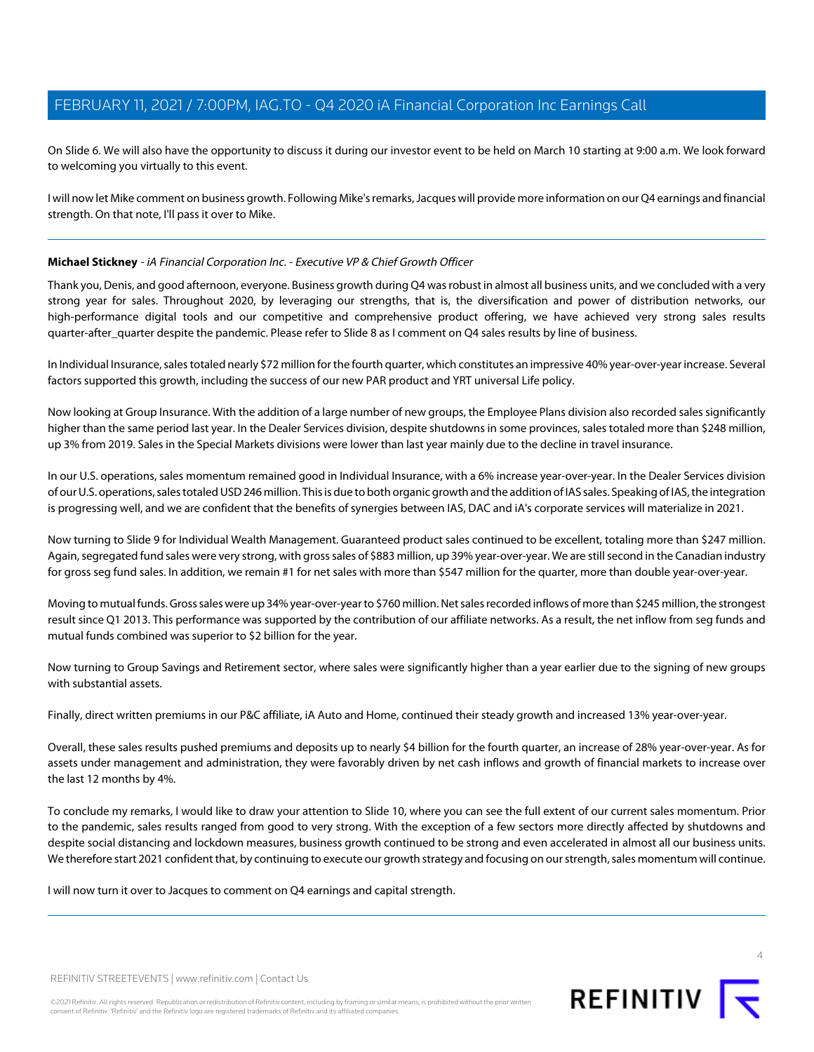On Slide 6. We will also have the opportunity to discuss it during our investor event to be held on March 10 starting at 9:00 a.m. We look forward to welcoming you virtually to this event.

I will now let Mike comment on business growth. Following Mike's remarks, Jacques will provide more information on our Q4 earnings and financial strength. On that note, I'll pass it over to Mike.

---

**Michael Stickney** - *iA Financial Corporation Inc. - Executive VP & Chief Growth Officer*

Thank you, Denis, and good afternoon, everyone. Business growth during Q4 was robust in almost all business units, and we concluded with a very strong year for sales. Throughout 2020, by leveraging our strengths, that is, the diversification and power of distribution networks, our high-performance digital tools and our competitive and comprehensive product offering, we have achieved very strong sales results quarter-after_quarter despite the pandemic. Please refer to Slide 8 as I comment on Q4 sales results by line of business.

In Individual Insurance, sales totaled nearly $72 million for the fourth quarter, which constitutes an impressive 40% year-over-year increase. Several factors supported this growth, including the success of our new PAR product and YRT universal Life policy.

Now looking at Group Insurance. With the addition of a large number of new groups, the Employee Plans division also recorded sales significantly higher than the same period last year. In the Dealer Services division, despite shutdowns in some provinces, sales totaled more than $248 million, up 3% from 2019. Sales in the Special Markets divisions were lower than last year mainly due to the decline in travel insurance.

In our U.S. operations, sales momentum remained good in Individual Insurance, with a 6% increase year-over-year. In the Dealer Services division of our U.S. operations, sales totaled USD 246 million. This is due to both organic growth and the addition of IAS sales. Speaking of IAS, the integration is progressing well, and we are confident that the benefits of synergies between IAS, DAC and iA's corporate services will materialize in 2021.

Now turning to Slide 9 for Individual Wealth Management. Guaranteed product sales continued to be excellent, totaling more than $247 million. Again, segregated fund sales were very strong, with gross sales of $883 million, up 39% year-over-year. We are still second in the Canadian industry for gross seg fund sales. In addition, we remain #1 for net sales with more than $547 million for the quarter, more than double year-over-year.

Moving to mutual funds. Gross sales were up 34% year-over-year to $760 million. Net sales recorded inflows of more than $245 million, the strongest result since Q1 2013. This performance was supported by the contribution of our affiliate networks. As a result, the net inflow from seg funds and mutual funds combined was superior to $2 billion for the year.

Now turning to Group Savings and Retirement sector, where sales were significantly higher than a year earlier due to the signing of new groups with substantial assets.

Finally, direct written premiums in our P&C affiliate, iA Auto and Home, continued their steady growth and increased 13% year-over-year.

Overall, these sales results pushed premiums and deposits up to nearly $4 billion for the fourth quarter, an increase of 28% year-over-year. As for assets under management and administration, they were favorably driven by net cash inflows and growth of financial markets to increase over the last 12 months by 4%.

To conclude my remarks, I would like to draw your attention to Slide 10, where you can see the full extent of our current sales momentum. Prior to the pandemic, sales results ranged from good to very strong. With the exception of a few sectors more directly affected by shutdowns and despite social distancing and lockdown measures, business growth continued to be strong and even accelerated in almost all our business units. We therefore start 2021 confident that, by continuing to execute our growth strategy and focusing on our strength, sales momentum will continue.

I will now turn it over to Jacques to comment on Q4 earnings and capital strength.

---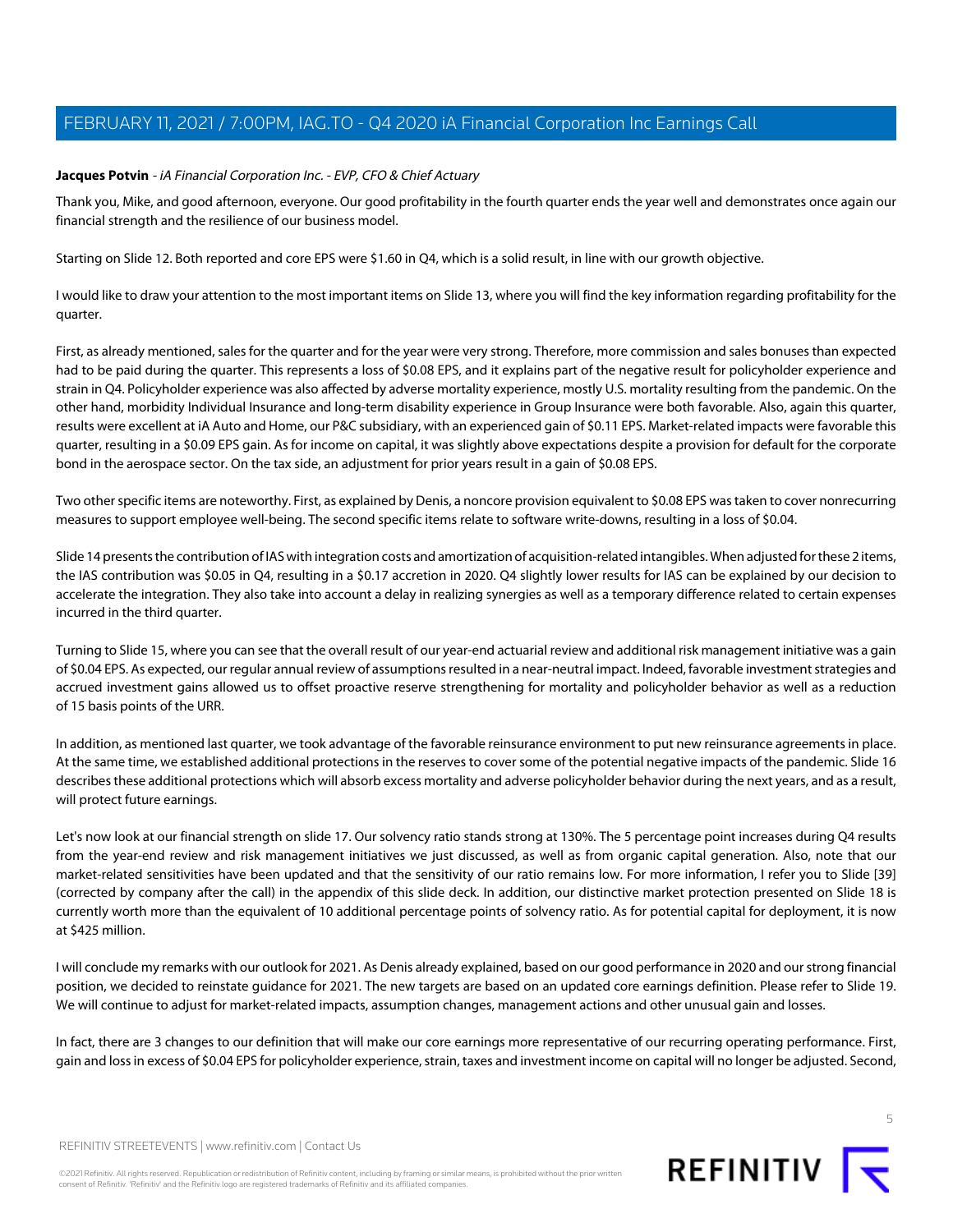**Jacques Potvin** - *iA Financial Corporation Inc. - EVP, CFO & Chief Actuary*

Thank you, Mike, and good afternoon, everyone. Our good profitability in the fourth quarter ends the year well and demonstrates once again our financial strength and the resilience of our business model.

Starting on Slide 12. Both reported and core EPS were $1.60 in Q4, which is a solid result, in line with our growth objective.

I would like to draw your attention to the most important items on Slide 13, where you will find the key information regarding profitability for the quarter.

First, as already mentioned, sales for the quarter and for the year were very strong. Therefore, more commission and sales bonuses than expected had to be paid during the quarter. This represents a loss of $0.08 EPS, and it explains part of the negative result for policyholder experience and strain in Q4. Policyholder experience was also affected by adverse mortality experience, mostly U.S. mortality resulting from the pandemic. On the other hand, morbidity Individual Insurance and long-term disability experience in Group Insurance were both favorable. Also, again this quarter, results were excellent at iA Auto and Home, our P&C subsidiary, with an experienced gain of $0.11 EPS. Market-related impacts were favorable this quarter, resulting in a $0.09 EPS gain. As for income on capital, it was slightly above expectations despite a provision for default for the corporate bond in the aerospace sector. On the tax side, an adjustment for prior years result in a gain of $0.08 EPS.

Two other specific items are noteworthy. First, as explained by Denis, a noncore provision equivalent to $0.08 EPS was taken to cover nonrecurring measures to support employee well-being. The second specific items relate to software write-downs, resulting in a loss of $0.04.

Slide 14 presents the contribution of IAS with integration costs and amortization of acquisition-related intangibles. When adjusted for these 2 items, the IAS contribution was $0.05 in Q4, resulting in a $0.17 accretion in 2020. Q4 slightly lower results for IAS can be explained by our decision to accelerate the integration. They also take into account a delay in realizing synergies as well as a temporary difference related to certain expenses incurred in the third quarter.

Turning to Slide 15, where you can see that the overall result of our year-end actuarial review and additional risk management initiative was a gain of $0.04 EPS. As expected, our regular annual review of assumptions resulted in a near-neutral impact. Indeed, favorable investment strategies and accrued investment gains allowed us to offset proactive reserve strengthening for mortality and policyholder behavior as well as a reduction of 15 basis points of the URR.

In addition, as mentioned last quarter, we took advantage of the favorable reinsurance environment to put new reinsurance agreements in place. At the same time, we established additional protections in the reserves to cover some of the potential negative impacts of the pandemic. Slide 16 describes these additional protections which will absorb excess mortality and adverse policyholder behavior during the next years, and as a result, will protect future earnings.

Let's now look at our financial strength on slide 17. Our solvency ratio stands strong at 130%. The 5 percentage point increases during Q4 results from the year-end review and risk management initiatives we just discussed, as well as from organic capital generation. Also, note that our market-related sensitivities have been updated and that the sensitivity of our ratio remains low. For more information, I refer you to Slide [39] (corrected by company after the call) in the appendix of this slide deck. In addition, our distinctive market protection presented on Slide 18 is currently worth more than the equivalent of 10 additional percentage points of solvency ratio. As for potential capital for deployment, it is now at $425 million.

I will conclude my remarks with our outlook for 2021. As Denis already explained, based on our good performance in 2020 and our strong financial position, we decided to reinstate guidance for 2021. The new targets are based on an updated core earnings definition. Please refer to Slide 19. We will continue to adjust for market-related impacts, assumption changes, management actions and other unusual gain and losses.

In fact, there are 3 changes to our definition that will make our core earnings more representative of our recurring operating performance. First, gain and loss in excess of $0.04 EPS for policyholder experience, strain, taxes and investment income on capital will no longer be adjusted. Second,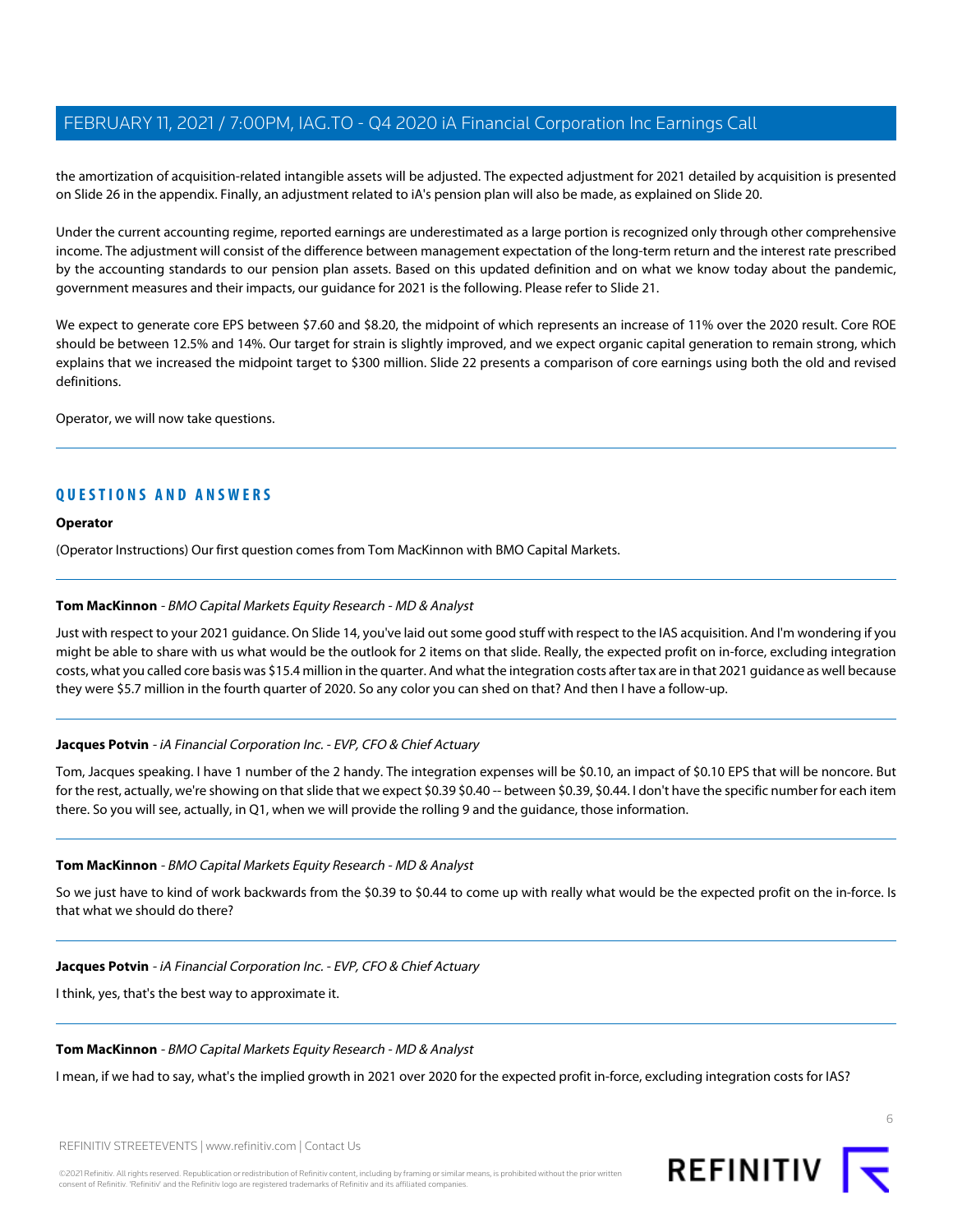the amortization of acquisition-related intangible assets will be adjusted. The expected adjustment for 2021 detailed by acquisition is presented on Slide 26 in the appendix. Finally, an adjustment related to iA's pension plan will also be made, as explained on Slide 20.

Under the current accounting regime, reported earnings are underestimated as a large portion is recognized only through other comprehensive income. The adjustment will consist of the difference between management expectation of the long-term return and the interest rate prescribed by the accounting standards to our pension plan assets. Based on this updated definition and on what we know today about the pandemic, government measures and their impacts, our guidance for 2021 is the following. Please refer to Slide 21.

We expect to generate core EPS between $7.60 and $8.20, the midpoint of which represents an increase of 11% over the 2020 result. Core ROE should be between 12.5% and 14%. Our target for strain is slightly improved, and we expect organic capital generation to remain strong, which explains that we increased the midpoint target to $300 million. Slide 22 presents a comparison of core earnings using both the old and revised definitions.

Operator, we will now take questions.

---

## QUESTIONS AND ANSWERS

**Operator**

(Operator Instructions) Our first question comes from Tom MacKinnon with BMO Capital Markets.

---

**Tom MacKinnon** - *BMO Capital Markets Equity Research - MD & Analyst*

Just with respect to your 2021 guidance. On Slide 14, you've laid out some good stuff with respect to the IAS acquisition. And I'm wondering if you might be able to share with us what would be the outlook for 2 items on that slide. Really, the expected profit on in-force, excluding integration costs, what you called core basis was $15.4 million in the quarter. And what the integration costs after tax are in that 2021 guidance as well because they were $5.7 million in the fourth quarter of 2020. So any color you can shed on that? And then I have a follow-up.

---

**Jacques Potvin** - *iA Financial Corporation Inc. - EVP, CFO & Chief Actuary*

Tom, Jacques speaking. I have 1 number of the 2 handy. The integration expenses will be $0.10, an impact of $0.10 EPS that will be noncore. But for the rest, actually, we're showing on that slide that we expect $0.39 $0.40 -- between $0.39, $0.44. I don't have the specific number for each item there. So you will see, actually, in Q1, when we will provide the rolling 9 and the guidance, those information.

---

**Tom MacKinnon** - *BMO Capital Markets Equity Research - MD & Analyst*

So we just have to kind of work backwards from the $0.39 to $0.44 to come up with really what would be the expected profit on the in-force. Is that what we should do there?

---

**Jacques Potvin** - *iA Financial Corporation Inc. - EVP, CFO & Chief Actuary*

I think, yes, that's the best way to approximate it.

---

**Tom MacKinnon** - *BMO Capital Markets Equity Research - MD & Analyst*

I mean, if we had to say, what's the implied growth in 2021 over 2020 for the expected profit in-force, excluding integration costs for IAS?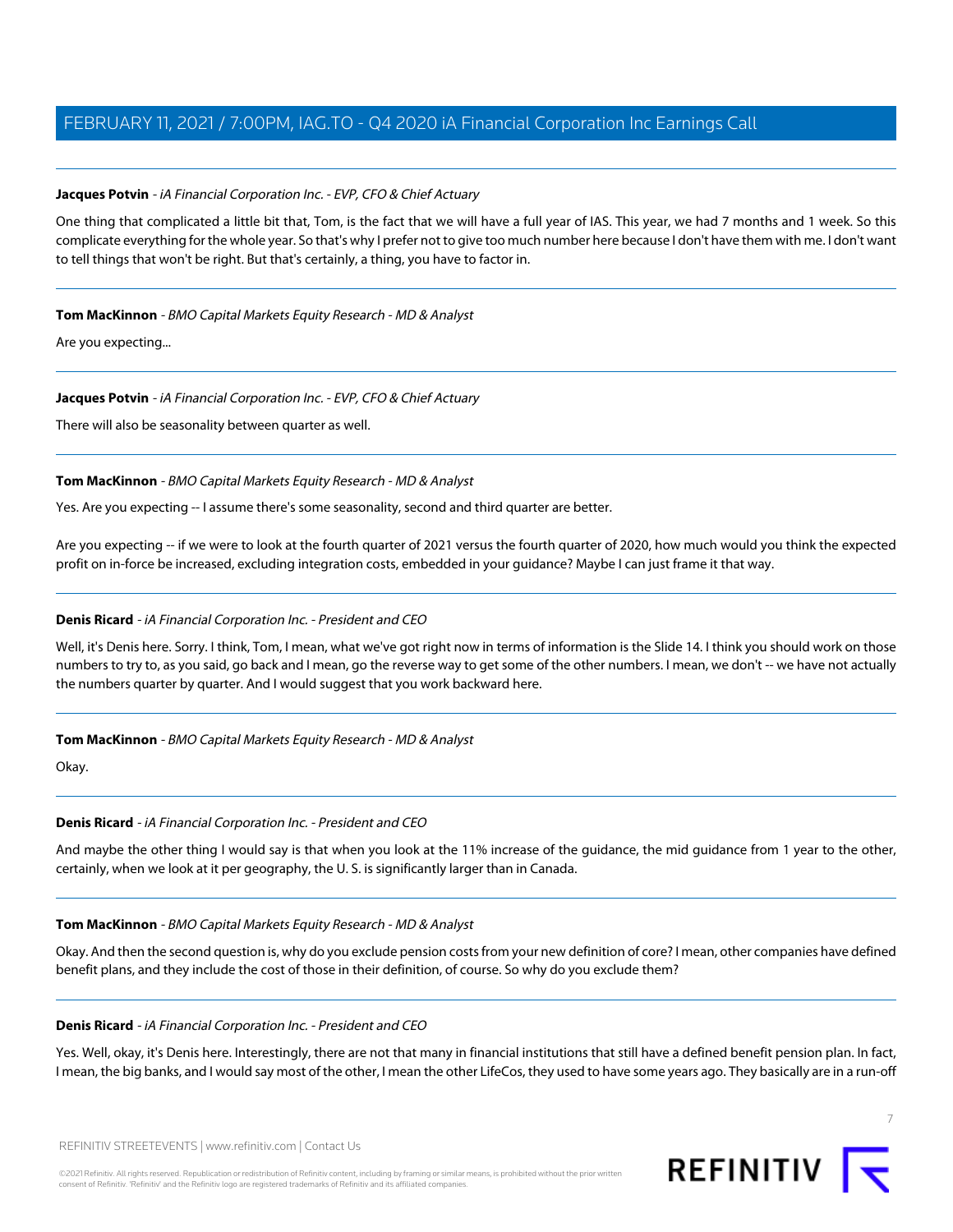**Jacques Potvin** - *iA Financial Corporation Inc. - EVP, CFO & Chief Actuary*

One thing that complicated a little bit that, Tom, is the fact that we will have a full year of IAS. This year, we had 7 months and 1 week. So this complicate everything for the whole year. So that's why I prefer not to give too much number here because I don't have them with me. I don't want to tell things that won't be right. But that's certainly, a thing, you have to factor in.

---

**Tom MacKinnon** - *BMO Capital Markets Equity Research - MD & Analyst*

Are you expecting...

---

**Jacques Potvin** - *iA Financial Corporation Inc. - EVP, CFO & Chief Actuary*

There will also be seasonality between quarter as well.

---

**Tom MacKinnon** - *BMO Capital Markets Equity Research - MD & Analyst*

Yes. Are you expecting -- I assume there's some seasonality, second and third quarter are better.

Are you expecting -- if we were to look at the fourth quarter of 2021 versus the fourth quarter of 2020, how much would you think the expected profit on in-force be increased, excluding integration costs, embedded in your guidance? Maybe I can just frame it that way.

---

**Denis Ricard** - *iA Financial Corporation Inc. - President and CEO*

Well, it's Denis here. Sorry. I think, Tom, I mean, what we've got right now in terms of information is the Slide 14. I think you should work on those numbers to try to, as you said, go back and I mean, go the reverse way to get some of the other numbers. I mean, we don't -- we have not actually the numbers quarter by quarter. And I would suggest that you work backward here.

---

**Tom MacKinnon** - *BMO Capital Markets Equity Research - MD & Analyst*

Okay.

---

**Denis Ricard** - *iA Financial Corporation Inc. - President and CEO*

And maybe the other thing I would say is that when you look at the 11% increase of the guidance, the mid guidance from 1 year to the other, certainly, when we look at it per geography, the U. S. is significantly larger than in Canada.

---

**Tom MacKinnon** - *BMO Capital Markets Equity Research - MD & Analyst*

Okay. And then the second question is, why do you exclude pension costs from your new definition of core? I mean, other companies have defined benefit plans, and they include the cost of those in their definition, of course. So why do you exclude them?

---

**Denis Ricard** - *iA Financial Corporation Inc. - President and CEO*

Yes. Well, okay, it's Denis here. Interestingly, there are not that many in financial institutions that still have a defined benefit pension plan. In fact, I mean, the big banks, and I would say most of the other, I mean the other LifeCos, they used to have some years ago. They basically are in a run-off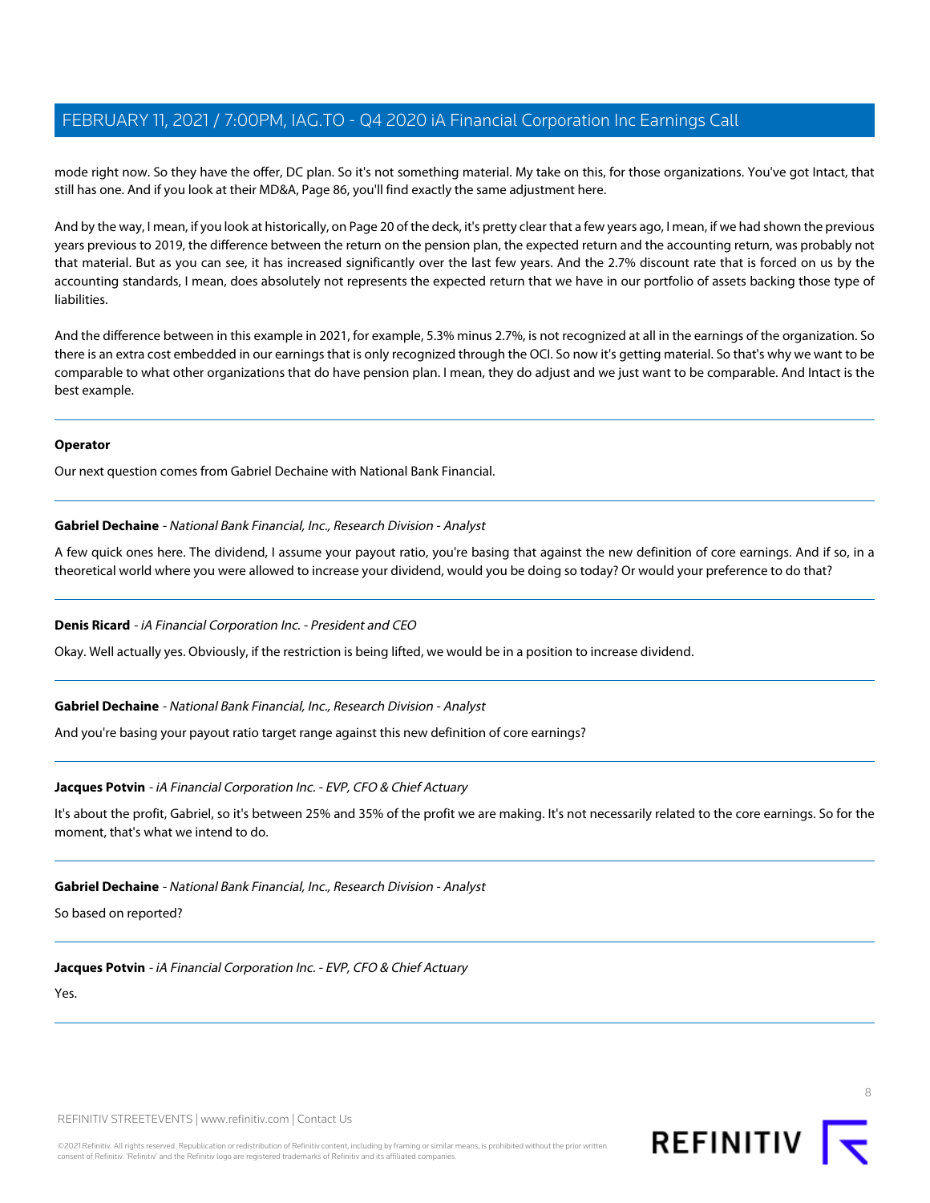mode right now. So they have the offer, DC plan. So it's not something material. My take on this, for those organizations. You've got Intact, that still has one. And if you look at their MD&A, Page 86, you'll find exactly the same adjustment here.

And by the way, I mean, if you look at historically, on Page 20 of the deck, it's pretty clear that a few years ago, I mean, if we had shown the previous years previous to 2019, the difference between the return on the pension plan, the expected return and the accounting return, was probably not that material. But as you can see, it has increased significantly over the last few years. And the 2.7% discount rate that is forced on us by the accounting standards, I mean, does absolutely not represents the expected return that we have in our portfolio of assets backing those type of liabilities.

And the difference between in this example in 2021, for example, 5.3% minus 2.7%, is not recognized at all in the earnings of the organization. So there is an extra cost embedded in our earnings that is only recognized through the OCI. So now it's getting material. So that's why we want to be comparable to what other organizations that do have pension plan. I mean, they do adjust and we just want to be comparable. And Intact is the best example.

---

**Operator**

Our next question comes from Gabriel Dechaine with National Bank Financial.

---

**Gabriel Dechaine** - *National Bank Financial, Inc., Research Division - Analyst*

A few quick ones here. The dividend, I assume your payout ratio, you're basing that against the new definition of core earnings. And if so, in a theoretical world where you were allowed to increase your dividend, would you be doing so today? Or would your preference to do that?

---

**Denis Ricard** - *iA Financial Corporation Inc. - President and CEO*

Okay. Well actually yes. Obviously, if the restriction is being lifted, we would be in a position to increase dividend.

---

**Gabriel Dechaine** - *National Bank Financial, Inc., Research Division - Analyst*

And you're basing your payout ratio target range against this new definition of core earnings?

---

**Jacques Potvin** - *iA Financial Corporation Inc. - EVP, CFO & Chief Actuary*

It's about the profit, Gabriel, so it's between 25% and 35% of the profit we are making. It's not necessarily related to the core earnings. So for the moment, that's what we intend to do.

---

**Gabriel Dechaine** - *National Bank Financial, Inc., Research Division - Analyst*

So based on reported?

---

**Jacques Potvin** - *iA Financial Corporation Inc. - EVP, CFO & Chief Actuary*

Yes.

---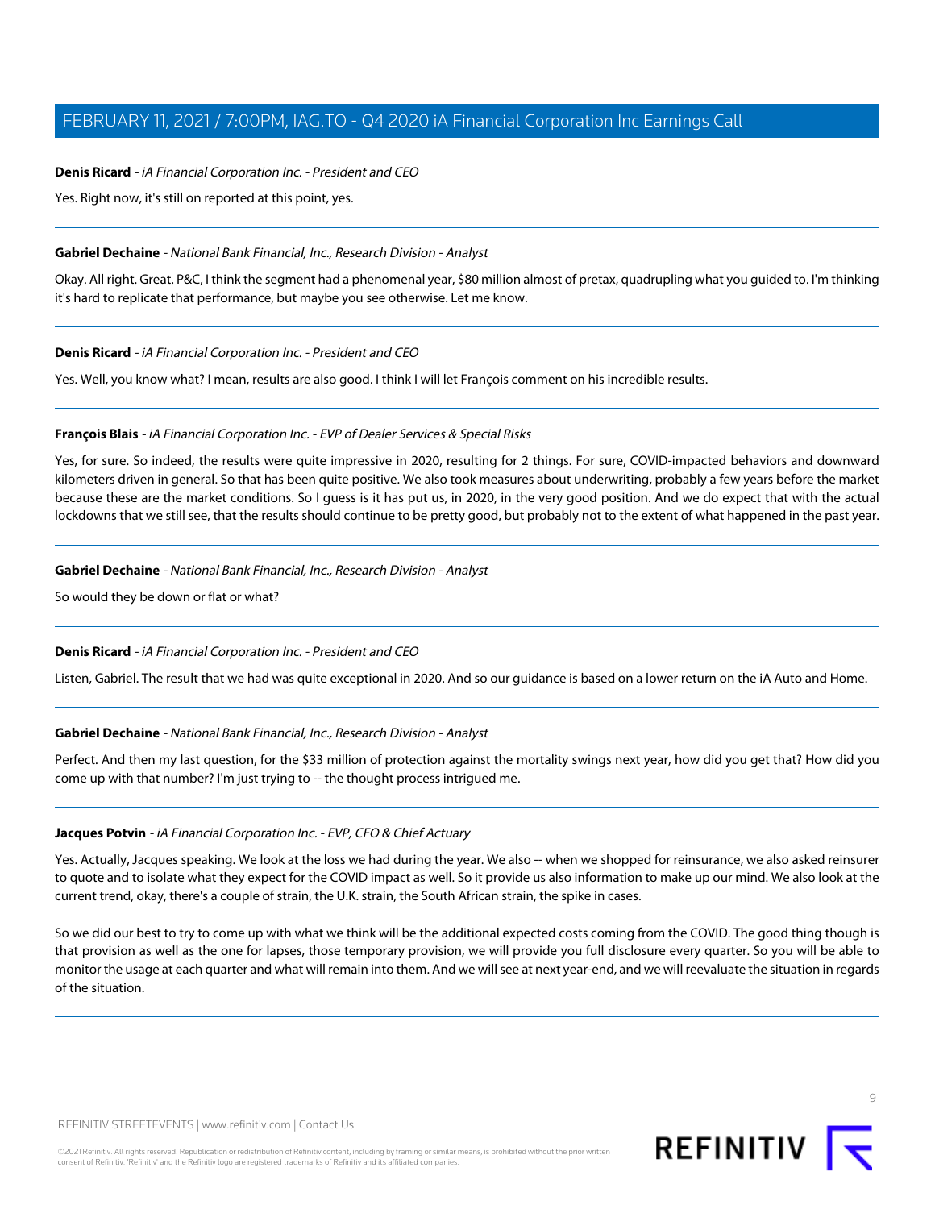**Denis Ricard** - *iA Financial Corporation Inc. - President and CEO*

Yes. Right now, it's still on reported at this point, yes.

---

**Gabriel Dechaine** - *National Bank Financial, Inc., Research Division - Analyst*

Okay. All right. Great. P&C, I think the segment had a phenomenal year, $80 million almost of pretax, quadrupling what you guided to. I'm thinking it's hard to replicate that performance, but maybe you see otherwise. Let me know.

---

**Denis Ricard** - *iA Financial Corporation Inc. - President and CEO*

Yes. Well, you know what? I mean, results are also good. I think I will let François comment on his incredible results.

---

**François Blais** - *iA Financial Corporation Inc. - EVP of Dealer Services & Special Risks*

Yes, for sure. So indeed, the results were quite impressive in 2020, resulting for 2 things. For sure, COVID-impacted behaviors and downward kilometers driven in general. So that has been quite positive. We also took measures about underwriting, probably a few years before the market because these are the market conditions. So I guess is it has put us, in 2020, in the very good position. And we do expect that with the actual lockdowns that we still see, that the results should continue to be pretty good, but probably not to the extent of what happened in the past year.

---

**Gabriel Dechaine** - *National Bank Financial, Inc., Research Division - Analyst*

So would they be down or flat or what?

---

**Denis Ricard** - *iA Financial Corporation Inc. - President and CEO*

Listen, Gabriel. The result that we had was quite exceptional in 2020. And so our guidance is based on a lower return on the iA Auto and Home.

---

**Gabriel Dechaine** - *National Bank Financial, Inc., Research Division - Analyst*

Perfect. And then my last question, for the $33 million of protection against the mortality swings next year, how did you get that? How did you come up with that number? I'm just trying to -- the thought process intrigued me.

---

**Jacques Potvin** - *iA Financial Corporation Inc. - EVP, CFO & Chief Actuary*

Yes. Actually, Jacques speaking. We look at the loss we had during the year. We also -- when we shopped for reinsurance, we also asked reinsurer to quote and to isolate what they expect for the COVID impact as well. So it provide us also information to make up our mind. We also look at the current trend, okay, there's a couple of strain, the U.K. strain, the South African strain, the spike in cases.

So we did our best to try to come up with what we think will be the additional expected costs coming from the COVID. The good thing though is that provision as well as the one for lapses, those temporary provision, we will provide you full disclosure every quarter. So you will be able to monitor the usage at each quarter and what will remain into them. And we will see at next year-end, and we will reevaluate the situation in regards of the situation.

---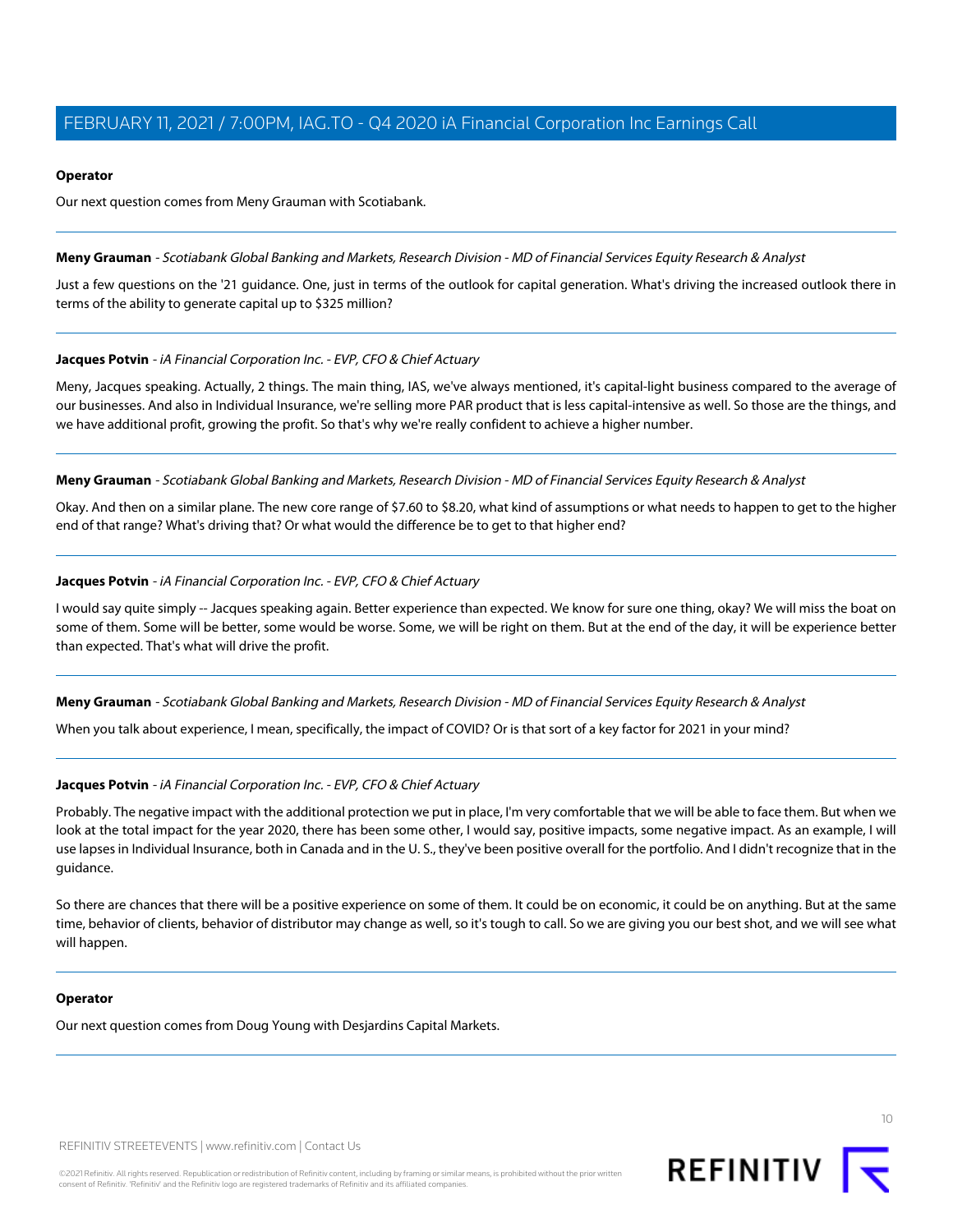**Operator**

Our next question comes from Meny Grauman with Scotiabank.

---

**Meny Grauman** - *Scotiabank Global Banking and Markets, Research Division - MD of Financial Services Equity Research & Analyst*

Just a few questions on the '21 guidance. One, just in terms of the outlook for capital generation. What's driving the increased outlook there in terms of the ability to generate capital up to $325 million?

---

**Jacques Potvin** - *iA Financial Corporation Inc. - EVP, CFO & Chief Actuary*

Meny, Jacques speaking. Actually, 2 things. The main thing, IAS, we've always mentioned, it's capital-light business compared to the average of our businesses. And also in Individual Insurance, we're selling more PAR product that is less capital-intensive as well. So those are the things, and we have additional profit, growing the profit. So that's why we're really confident to achieve a higher number.

---

**Meny Grauman** - *Scotiabank Global Banking and Markets, Research Division - MD of Financial Services Equity Research & Analyst*

Okay. And then on a similar plane. The new core range of $7.60 to $8.20, what kind of assumptions or what needs to happen to get to the higher end of that range? What's driving that? Or what would the difference be to get to that higher end?

---

**Jacques Potvin** - *iA Financial Corporation Inc. - EVP, CFO & Chief Actuary*

I would say quite simply -- Jacques speaking again. Better experience than expected. We know for sure one thing, okay? We will miss the boat on some of them. Some will be better, some would be worse. Some, we will be right on them. But at the end of the day, it will be experience better than expected. That's what will drive the profit.

---

**Meny Grauman** - *Scotiabank Global Banking and Markets, Research Division - MD of Financial Services Equity Research & Analyst*

When you talk about experience, I mean, specifically, the impact of COVID? Or is that sort of a key factor for 2021 in your mind?

---

**Jacques Potvin** - *iA Financial Corporation Inc. - EVP, CFO & Chief Actuary*

Probably. The negative impact with the additional protection we put in place, I'm very comfortable that we will be able to face them. But when we look at the total impact for the year 2020, there has been some other, I would say, positive impacts, some negative impact. As an example, I will use lapses in Individual Insurance, both in Canada and in the U. S., they've been positive overall for the portfolio. And I didn't recognize that in the guidance.

So there are chances that there will be a positive experience on some of them. It could be on economic, it could be on anything. But at the same time, behavior of clients, behavior of distributor may change as well, so it's tough to call. So we are giving you our best shot, and we will see what will happen.

---

**Operator**

Our next question comes from Doug Young with Desjardins Capital Markets.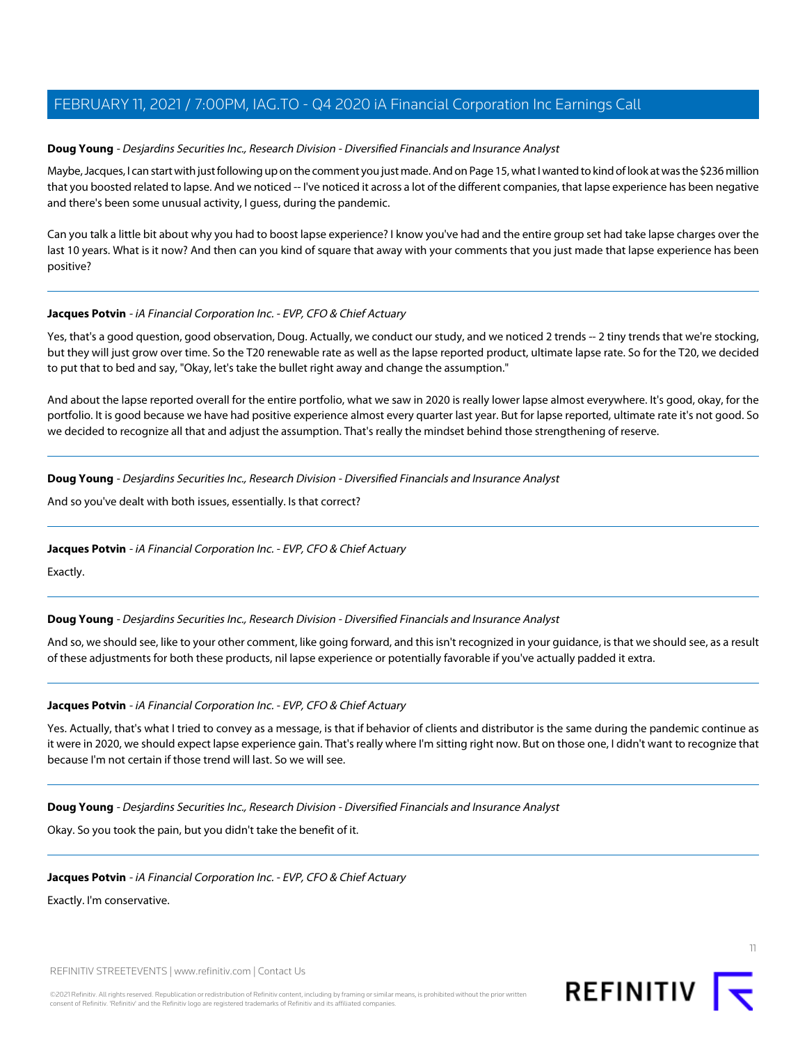**Doug Young** - *Desjardins Securities Inc., Research Division - Diversified Financials and Insurance Analyst*

Maybe, Jacques, I can start with just following up on the comment you just made. And on Page 15, what I wanted to kind of look at was the $236 million that you boosted related to lapse. And we noticed -- I've noticed it across a lot of the different companies, that lapse experience has been negative and there's been some unusual activity, I guess, during the pandemic.

Can you talk a little bit about why you had to boost lapse experience? I know you've had and the entire group set had take lapse charges over the last 10 years. What is it now? And then can you kind of square that away with your comments that you just made that lapse experience has been positive?

---

**Jacques Potvin** - *iA Financial Corporation Inc. - EVP, CFO & Chief Actuary*

Yes, that's a good question, good observation, Doug. Actually, we conduct our study, and we noticed 2 trends -- 2 tiny trends that we're stocking, but they will just grow over time. So the T20 renewable rate as well as the lapse reported product, ultimate lapse rate. So for the T20, we decided to put that to bed and say, "Okay, let's take the bullet right away and change the assumption."

And about the lapse reported overall for the entire portfolio, what we saw in 2020 is really lower lapse almost everywhere. It's good, okay, for the portfolio. It is good because we have had positive experience almost every quarter last year. But for lapse reported, ultimate rate it's not good. So we decided to recognize all that and adjust the assumption. That's really the mindset behind those strengthening of reserve.

---

**Doug Young** - *Desjardins Securities Inc., Research Division - Diversified Financials and Insurance Analyst*

And so you've dealt with both issues, essentially. Is that correct?

---

**Jacques Potvin** - *iA Financial Corporation Inc. - EVP, CFO & Chief Actuary*

Exactly.

---

**Doug Young** - *Desjardins Securities Inc., Research Division - Diversified Financials and Insurance Analyst*

And so, we should see, like to your other comment, like going forward, and this isn't recognized in your guidance, is that we should see, as a result of these adjustments for both these products, nil lapse experience or potentially favorable if you've actually padded it extra.

---

**Jacques Potvin** - *iA Financial Corporation Inc. - EVP, CFO & Chief Actuary*

Yes. Actually, that's what I tried to convey as a message, is that if behavior of clients and distributor is the same during the pandemic continue as it were in 2020, we should expect lapse experience gain. That's really where I'm sitting right now. But on those one, I didn't want to recognize that because I'm not certain if those trend will last. So we will see.

---

**Doug Young** - *Desjardins Securities Inc., Research Division - Diversified Financials and Insurance Analyst*

Okay. So you took the pain, but you didn't take the benefit of it.

---

**Jacques Potvin** - *iA Financial Corporation Inc. - EVP, CFO & Chief Actuary*

Exactly. I'm conservative.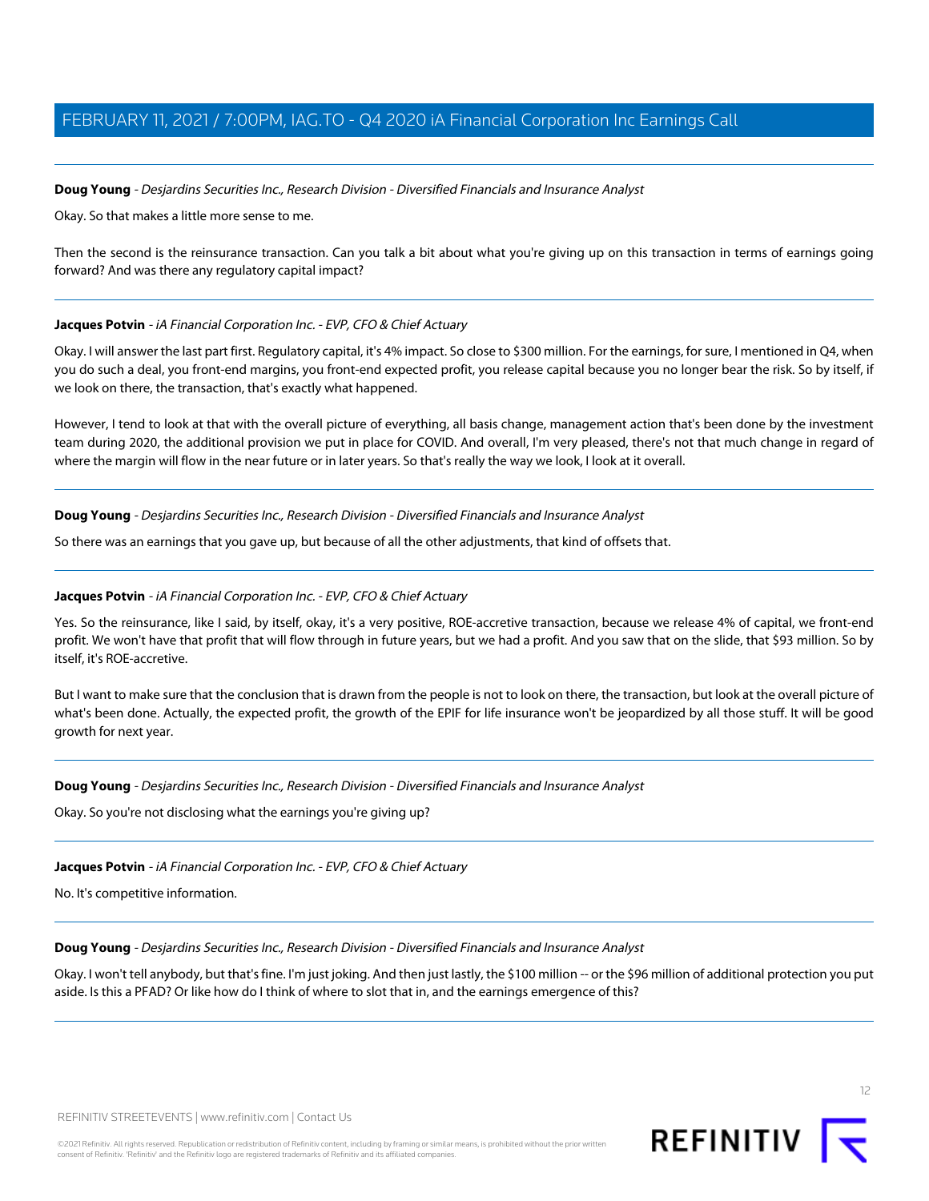**Doug Young** - *Desjardins Securities Inc., Research Division - Diversified Financials and Insurance Analyst*

Okay. So that makes a little more sense to me.

Then the second is the reinsurance transaction. Can you talk a bit about what you're giving up on this transaction in terms of earnings going forward? And was there any regulatory capital impact?

---

**Jacques Potvin** - *iA Financial Corporation Inc. - EVP, CFO & Chief Actuary*

Okay. I will answer the last part first. Regulatory capital, it's 4% impact. So close to $300 million. For the earnings, for sure, I mentioned in Q4, when you do such a deal, you front-end margins, you front-end expected profit, you release capital because you no longer bear the risk. So by itself, if we look on there, the transaction, that's exactly what happened.

However, I tend to look at that with the overall picture of everything, all basis change, management action that's been done by the investment team during 2020, the additional provision we put in place for COVID. And overall, I'm very pleased, there's not that much change in regard of where the margin will flow in the near future or in later years. So that's really the way we look, I look at it overall.

---

**Doug Young** - *Desjardins Securities Inc., Research Division - Diversified Financials and Insurance Analyst*

So there was an earnings that you gave up, but because of all the other adjustments, that kind of offsets that.

---

**Jacques Potvin** - *iA Financial Corporation Inc. - EVP, CFO & Chief Actuary*

Yes. So the reinsurance, like I said, by itself, okay, it's a very positive, ROE-accretive transaction, because we release 4% of capital, we front-end profit. We won't have that profit that will flow through in future years, but we had a profit. And you saw that on the slide, that $93 million. So by itself, it's ROE-accretive.

But I want to make sure that the conclusion that is drawn from the people is not to look on there, the transaction, but look at the overall picture of what's been done. Actually, the expected profit, the growth of the EPIF for life insurance won't be jeopardized by all those stuff. It will be good growth for next year.

---

**Doug Young** - *Desjardins Securities Inc., Research Division - Diversified Financials and Insurance Analyst*

Okay. So you're not disclosing what the earnings you're giving up?

---

**Jacques Potvin** - *iA Financial Corporation Inc. - EVP, CFO & Chief Actuary*

No. It's competitive information.

---

**Doug Young** - *Desjardins Securities Inc., Research Division - Diversified Financials and Insurance Analyst*

Okay. I won't tell anybody, but that's fine. I'm just joking. And then just lastly, the $100 million -- or the $96 million of additional protection you put aside. Is this a PFAD? Or like how do I think of where to slot that in, and the earnings emergence of this?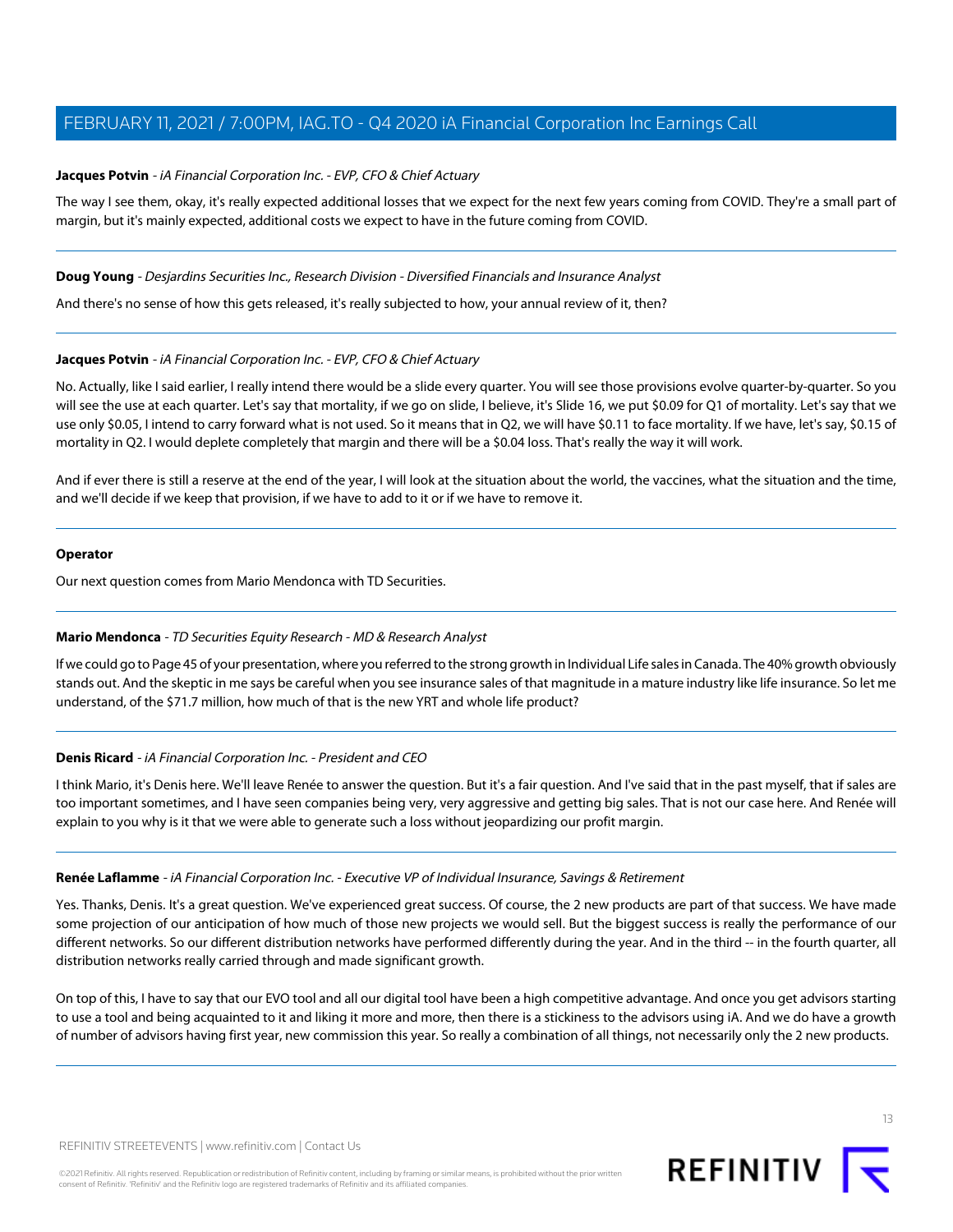**Jacques Potvin** - *iA Financial Corporation Inc. - EVP, CFO & Chief Actuary*

The way I see them, okay, it's really expected additional losses that we expect for the next few years coming from COVID. They're a small part of margin, but it's mainly expected, additional costs we expect to have in the future coming from COVID.

---

**Doug Young** - *Desjardins Securities Inc., Research Division - Diversified Financials and Insurance Analyst*

And there's no sense of how this gets released, it's really subjected to how, your annual review of it, then?

---

**Jacques Potvin** - *iA Financial Corporation Inc. - EVP, CFO & Chief Actuary*

No. Actually, like I said earlier, I really intend there would be a slide every quarter. You will see those provisions evolve quarter-by-quarter. So you will see the use at each quarter. Let's say that mortality, if we go on slide, I believe, it's Slide 16, we put $0.09 for Q1 of mortality. Let's say that we use only $0.05, I intend to carry forward what is not used. So it means that in Q2, we will have $0.11 to face mortality. If we have, let's say, $0.15 of mortality in Q2. I would deplete completely that margin and there will be a $0.04 loss. That's really the way it will work.

And if ever there is still a reserve at the end of the year, I will look at the situation about the world, the vaccines, what the situation and the time, and we'll decide if we keep that provision, if we have to add to it or if we have to remove it.

---

**Operator**

Our next question comes from Mario Mendonca with TD Securities.

---

**Mario Mendonca** - *TD Securities Equity Research - MD & Research Analyst*

If we could go to Page 45 of your presentation, where you referred to the strong growth in Individual Life sales in Canada. The 40% growth obviously stands out. And the skeptic in me says be careful when you see insurance sales of that magnitude in a mature industry like life insurance. So let me understand, of the $71.7 million, how much of that is the new YRT and whole life product?

---

**Denis Ricard** - *iA Financial Corporation Inc. - President and CEO*

I think Mario, it's Denis here. We'll leave Renée to answer the question. But it's a fair question. And I've said that in the past myself, that if sales are too important sometimes, and I have seen companies being very, very aggressive and getting big sales. That is not our case here. And Renée will explain to you why is it that we were able to generate such a loss without jeopardizing our profit margin.

---

**Renée Laflamme** - *iA Financial Corporation Inc. - Executive VP of Individual Insurance, Savings & Retirement*

Yes. Thanks, Denis. It's a great question. We've experienced great success. Of course, the 2 new products are part of that success. We have made some projection of our anticipation of how much of those new projects we would sell. But the biggest success is really the performance of our different networks. So our different distribution networks have performed differently during the year. And in the third -- in the fourth quarter, all distribution networks really carried through and made significant growth.

On top of this, I have to say that our EVO tool and all our digital tool have been a high competitive advantage. And once you get advisors starting to use a tool and being acquainted to it and liking it more and more, then there is a stickiness to the advisors using iA. And we do have a growth of number of advisors having first year, new commission this year. So really a combination of all things, not necessarily only the 2 new products.

---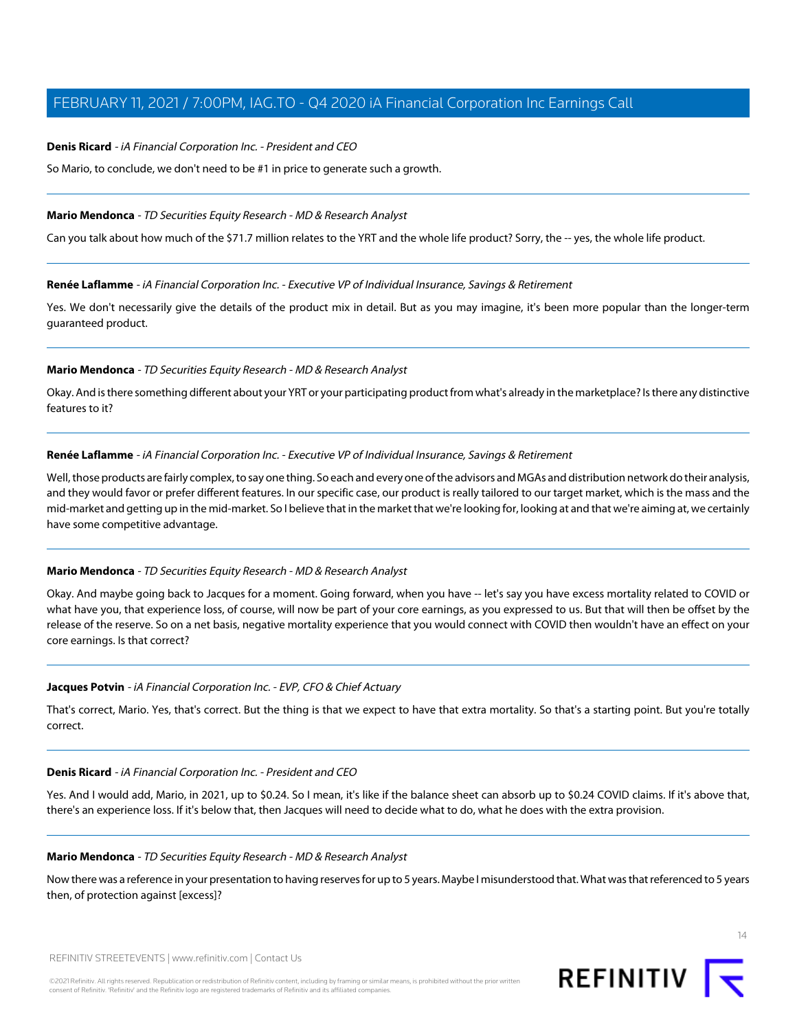**Denis Ricard** - *iA Financial Corporation Inc. - President and CEO*

So Mario, to conclude, we don't need to be #1 in price to generate such a growth.

---

**Mario Mendonca** - *TD Securities Equity Research - MD & Research Analyst*

Can you talk about how much of the $71.7 million relates to the YRT and the whole life product? Sorry, the -- yes, the whole life product.

---

**Renée Laflamme** - *iA Financial Corporation Inc. - Executive VP of Individual Insurance, Savings & Retirement*

Yes. We don't necessarily give the details of the product mix in detail. But as you may imagine, it's been more popular than the longer-term guaranteed product.

---

**Mario Mendonca** - *TD Securities Equity Research - MD & Research Analyst*

Okay. And is there something different about your YRT or your participating product from what's already in the marketplace? Is there any distinctive features to it?

---

**Renée Laflamme** - *iA Financial Corporation Inc. - Executive VP of Individual Insurance, Savings & Retirement*

Well, those products are fairly complex, to say one thing. So each and every one of the advisors and MGAs and distribution network do their analysis, and they would favor or prefer different features. In our specific case, our product is really tailored to our target market, which is the mass and the mid-market and getting up in the mid-market. So I believe that in the market that we're looking for, looking at and that we're aiming at, we certainly have some competitive advantage.

---

**Mario Mendonca** - *TD Securities Equity Research - MD & Research Analyst*

Okay. And maybe going back to Jacques for a moment. Going forward, when you have -- let's say you have excess mortality related to COVID or what have you, that experience loss, of course, will now be part of your core earnings, as you expressed to us. But that will then be offset by the release of the reserve. So on a net basis, negative mortality experience that you would connect with COVID then wouldn't have an effect on your core earnings. Is that correct?

---

**Jacques Potvin** - *iA Financial Corporation Inc. - EVP, CFO & Chief Actuary*

That's correct, Mario. Yes, that's correct. But the thing is that we expect to have that extra mortality. So that's a starting point. But you're totally correct.

---

**Denis Ricard** - *iA Financial Corporation Inc. - President and CEO*

Yes. And I would add, Mario, in 2021, up to $0.24. So I mean, it's like if the balance sheet can absorb up to $0.24 COVID claims. If it's above that, there's an experience loss. If it's below that, then Jacques will need to decide what to do, what he does with the extra provision.

---

**Mario Mendonca** - *TD Securities Equity Research - MD & Research Analyst*

Now there was a reference in your presentation to having reserves for up to 5 years. Maybe I misunderstood that. What was that referenced to 5 years then, of protection against [excess]?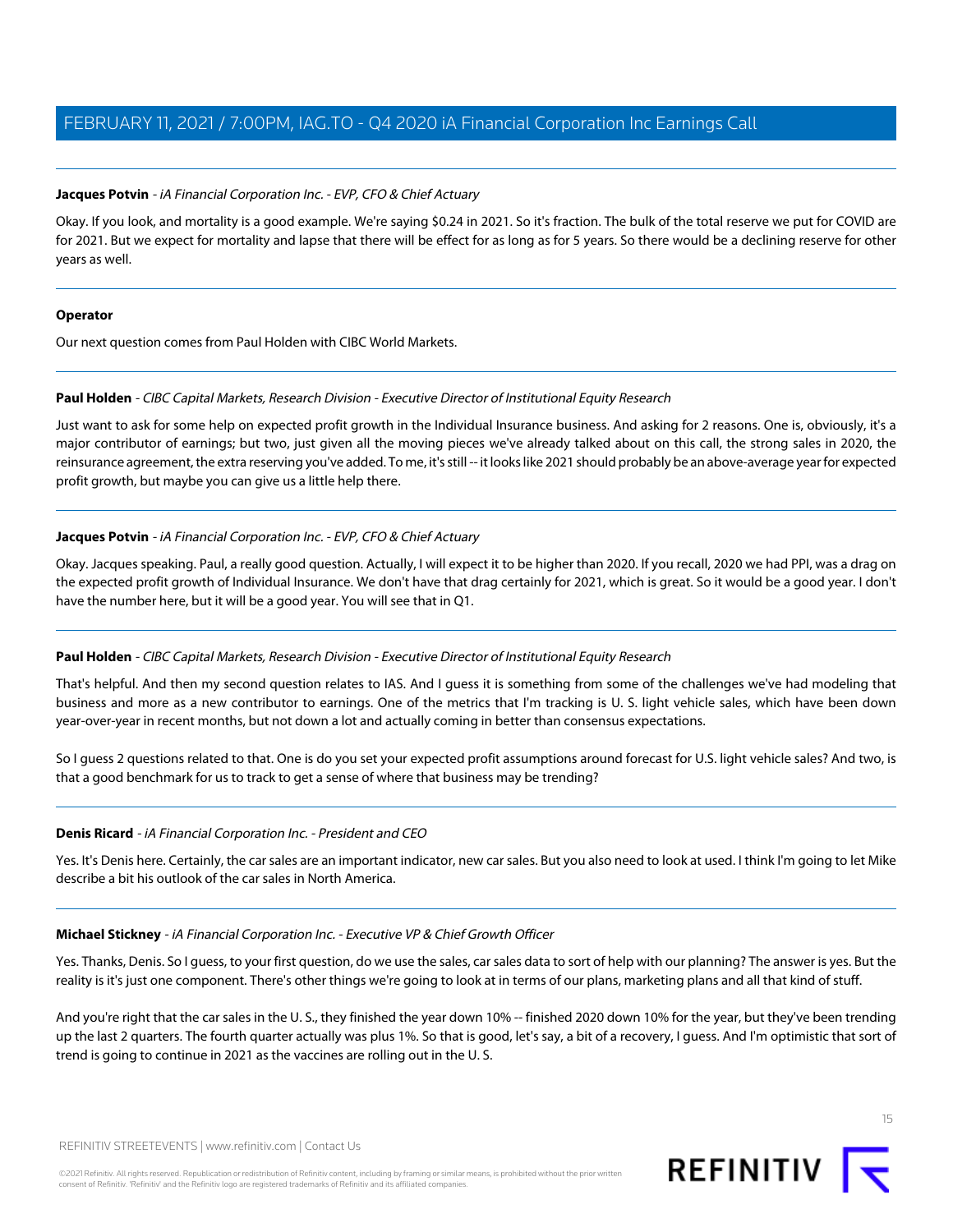**Jacques Potvin** - *iA Financial Corporation Inc. - EVP, CFO & Chief Actuary*

Okay. If you look, and mortality is a good example. We're saying $0.24 in 2021. So it's fraction. The bulk of the total reserve we put for COVID are for 2021. But we expect for mortality and lapse that there will be effect for as long as for 5 years. So there would be a declining reserve for other years as well.

---

**Operator**

Our next question comes from Paul Holden with CIBC World Markets.

---

**Paul Holden** - *CIBC Capital Markets, Research Division - Executive Director of Institutional Equity Research*

Just want to ask for some help on expected profit growth in the Individual Insurance business. And asking for 2 reasons. One is, obviously, it's a major contributor of earnings; but two, just given all the moving pieces we've already talked about on this call, the strong sales in 2020, the reinsurance agreement, the extra reserving you've added. To me, it's still -- it looks like 2021 should probably be an above-average year for expected profit growth, but maybe you can give us a little help there.

---

**Jacques Potvin** - *iA Financial Corporation Inc. - EVP, CFO & Chief Actuary*

Okay. Jacques speaking. Paul, a really good question. Actually, I will expect it to be higher than 2020. If you recall, 2020 we had PPI, was a drag on the expected profit growth of Individual Insurance. We don't have that drag certainly for 2021, which is great. So it would be a good year. I don't have the number here, but it will be a good year. You will see that in Q1.

---

**Paul Holden** - *CIBC Capital Markets, Research Division - Executive Director of Institutional Equity Research*

That's helpful. And then my second question relates to IAS. And I guess it is something from some of the challenges we've had modeling that business and more as a new contributor to earnings. One of the metrics that I'm tracking is U. S. light vehicle sales, which have been down year-over-year in recent months, but not down a lot and actually coming in better than consensus expectations.

So I guess 2 questions related to that. One is do you set your expected profit assumptions around forecast for U.S. light vehicle sales? And two, is that a good benchmark for us to track to get a sense of where that business may be trending?

---

**Denis Ricard** - *iA Financial Corporation Inc. - President and CEO*

Yes. It's Denis here. Certainly, the car sales are an important indicator, new car sales. But you also need to look at used. I think I'm going to let Mike describe a bit his outlook of the car sales in North America.

---

**Michael Stickney** - *iA Financial Corporation Inc. - Executive VP & Chief Growth Officer*

Yes. Thanks, Denis. So I guess, to your first question, do we use the sales, car sales data to sort of help with our planning? The answer is yes. But the reality is it's just one component. There's other things we're going to look at in terms of our plans, marketing plans and all that kind of stuff.

And you're right that the car sales in the U. S., they finished the year down 10% -- finished 2020 down 10% for the year, but they've been trending up the last 2 quarters. The fourth quarter actually was plus 1%. So that is good, let's say, a bit of a recovery, I guess. And I'm optimistic that sort of trend is going to continue in 2021 as the vaccines are rolling out in the U. S.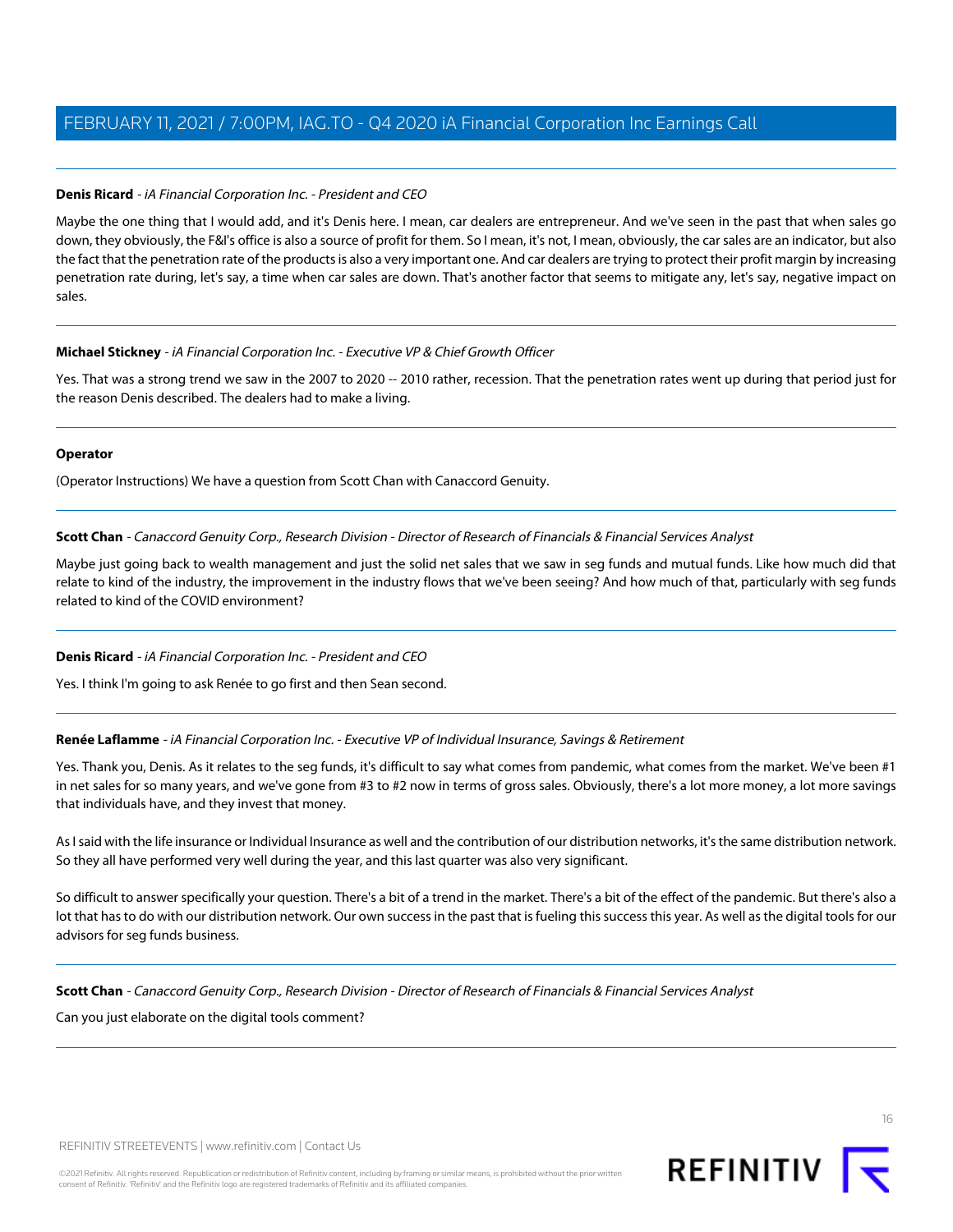**Denis Ricard** - *iA Financial Corporation Inc. - President and CEO*

Maybe the one thing that I would add, and it's Denis here. I mean, car dealers are entrepreneur. And we've seen in the past that when sales go down, they obviously, the F&I's office is also a source of profit for them. So I mean, it's not, I mean, obviously, the car sales are an indicator, but also the fact that the penetration rate of the products is also a very important one. And car dealers are trying to protect their profit margin by increasing penetration rate during, let's say, a time when car sales are down. That's another factor that seems to mitigate any, let's say, negative impact on sales.

---

**Michael Stickney** - *iA Financial Corporation Inc. - Executive VP & Chief Growth Officer*

Yes. That was a strong trend we saw in the 2007 to 2020 -- 2010 rather, recession. That the penetration rates went up during that period just for the reason Denis described. The dealers had to make a living.

---

**Operator**

(Operator Instructions) We have a question from Scott Chan with Canaccord Genuity.

---

**Scott Chan** - *Canaccord Genuity Corp., Research Division - Director of Research of Financials & Financial Services Analyst*

Maybe just going back to wealth management and just the solid net sales that we saw in seg funds and mutual funds. Like how much did that relate to kind of the industry, the improvement in the industry flows that we've been seeing? And how much of that, particularly with seg funds related to kind of the COVID environment?

---

**Denis Ricard** - *iA Financial Corporation Inc. - President and CEO*

Yes. I think I'm going to ask Renée to go first and then Sean second.

---

**Renée Laflamme** - *iA Financial Corporation Inc. - Executive VP of Individual Insurance, Savings & Retirement*

Yes. Thank you, Denis. As it relates to the seg funds, it's difficult to say what comes from pandemic, what comes from the market. We've been #1 in net sales for so many years, and we've gone from #3 to #2 now in terms of gross sales. Obviously, there's a lot more money, a lot more savings that individuals have, and they invest that money.

As I said with the life insurance or Individual Insurance as well and the contribution of our distribution networks, it's the same distribution network. So they all have performed very well during the year, and this last quarter was also very significant.

So difficult to answer specifically your question. There's a bit of a trend in the market. There's a bit of the effect of the pandemic. But there's also a lot that has to do with our distribution network. Our own success in the past that is fueling this success this year. As well as the digital tools for our advisors for seg funds business.

---

**Scott Chan** - *Canaccord Genuity Corp., Research Division - Director of Research of Financials & Financial Services Analyst*

Can you just elaborate on the digital tools comment?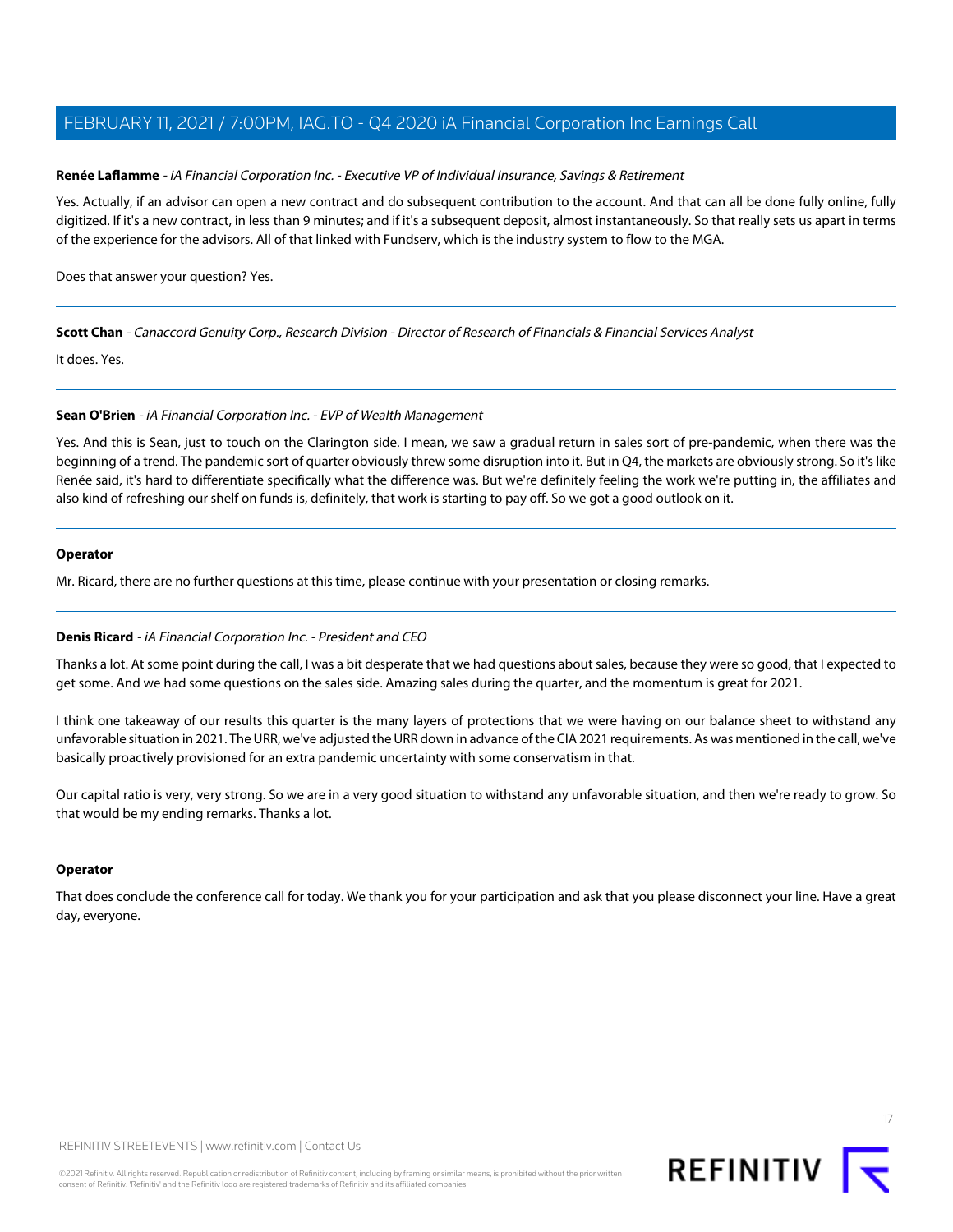**Renée Laflamme** - *iA Financial Corporation Inc. - Executive VP of Individual Insurance, Savings & Retirement*

Yes. Actually, if an advisor can open a new contract and do subsequent contribution to the account. And that can all be done fully online, fully digitized. If it's a new contract, in less than 9 minutes; and if it's a subsequent deposit, almost instantaneously. So that really sets us apart in terms of the experience for the advisors. All of that linked with Fundserv, which is the industry system to flow to the MGA.

Does that answer your question? Yes.

---

**Scott Chan** - *Canaccord Genuity Corp., Research Division - Director of Research of Financials & Financial Services Analyst*

It does. Yes.

---

**Sean O'Brien** - *iA Financial Corporation Inc. - EVP of Wealth Management*

Yes. And this is Sean, just to touch on the Clarington side. I mean, we saw a gradual return in sales sort of pre-pandemic, when there was the beginning of a trend. The pandemic sort of quarter obviously threw some disruption into it. But in Q4, the markets are obviously strong. So it's like Renée said, it's hard to differentiate specifically what the difference was. But we're definitely feeling the work we're putting in, the affiliates and also kind of refreshing our shelf on funds is, definitely, that work is starting to pay off. So we got a good outlook on it.

---

**Operator**

Mr. Ricard, there are no further questions at this time, please continue with your presentation or closing remarks.

---

**Denis Ricard** - *iA Financial Corporation Inc. - President and CEO*

Thanks a lot. At some point during the call, I was a bit desperate that we had questions about sales, because they were so good, that I expected to get some. And we had some questions on the sales side. Amazing sales during the quarter, and the momentum is great for 2021.

I think one takeaway of our results this quarter is the many layers of protections that we were having on our balance sheet to withstand any unfavorable situation in 2021. The URR, we've adjusted the URR down in advance of the CIA 2021 requirements. As was mentioned in the call, we've basically proactively provisioned for an extra pandemic uncertainty with some conservatism in that.

Our capital ratio is very, very strong. So we are in a very good situation to withstand any unfavorable situation, and then we're ready to grow. So that would be my ending remarks. Thanks a lot.

---

**Operator**

That does conclude the conference call for today. We thank you for your participation and ask that you please disconnect your line. Have a great day, everyone.

---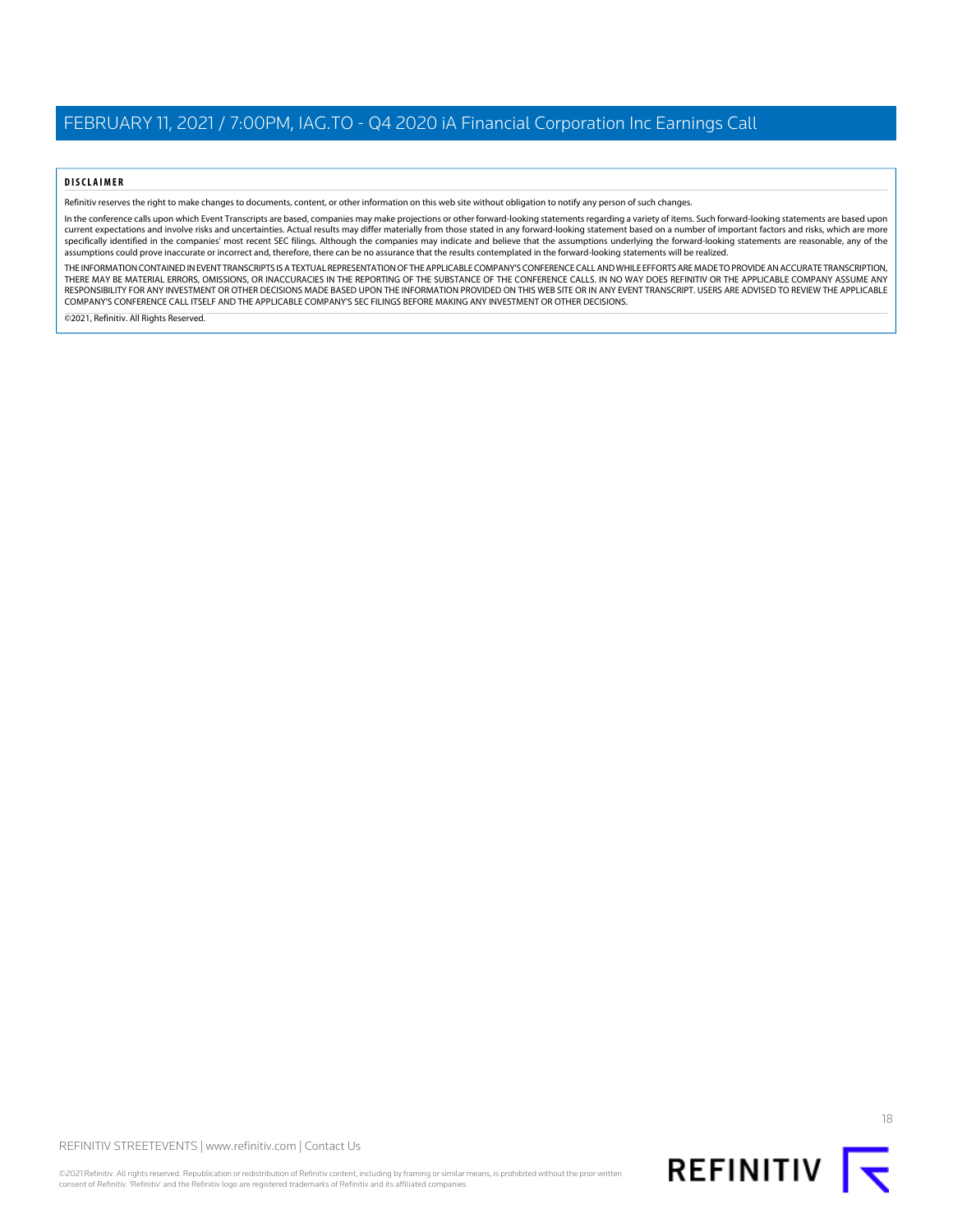**DISCLAIMER**

Refinitiv reserves the right to make changes to documents, content, or other information on this web site without obligation to notify any person of such changes.

In the conference calls upon which Event Transcripts are based, companies may make projections or other forward-looking statements regarding a variety of items. Such forward-looking statements are based upon current expectations and involve risks and uncertainties. Actual results may differ materially from those stated in any forward-looking statement based on a number of important factors and risks, which are more specifically identified in the companies' most recent SEC filings. Although the companies may indicate and believe that the assumptions underlying the forward-looking statements are reasonable, any of the assumptions could prove inaccurate or incorrect and, therefore, there can be no assurance that the results contemplated in the forward-looking statements will be realized.

THE INFORMATION CONTAINED IN EVENT TRANSCRIPTS IS A TEXTUAL REPRESENTATION OF THE APPLICABLE COMPANY'S CONFERENCE CALL AND WHILE EFFORTS ARE MADE TO PROVIDE AN ACCURATE TRANSCRIPTION, THERE MAY BE MATERIAL ERRORS, OMISSIONS, OR INACCURACIES IN THE REPORTING OF THE SUBSTANCE OF THE CONFERENCE CALLS. IN NO WAY DOES REFINITIV OR THE APPLICABLE COMPANY ASSUME ANY RESPONSIBILITY FOR ANY INVESTMENT OR OTHER DECISIONS MADE BASED UPON THE INFORMATION PROVIDED ON THIS WEB SITE OR IN ANY EVENT TRANSCRIPT. USERS ARE ADVISED TO REVIEW THE APPLICABLE COMPANY'S CONFERENCE CALL ITSELF AND THE APPLICABLE COMPANY'S SEC FILINGS BEFORE MAKING ANY INVESTMENT OR OTHER DECISIONS.

©2021, Refinitiv. All Rights Reserved.